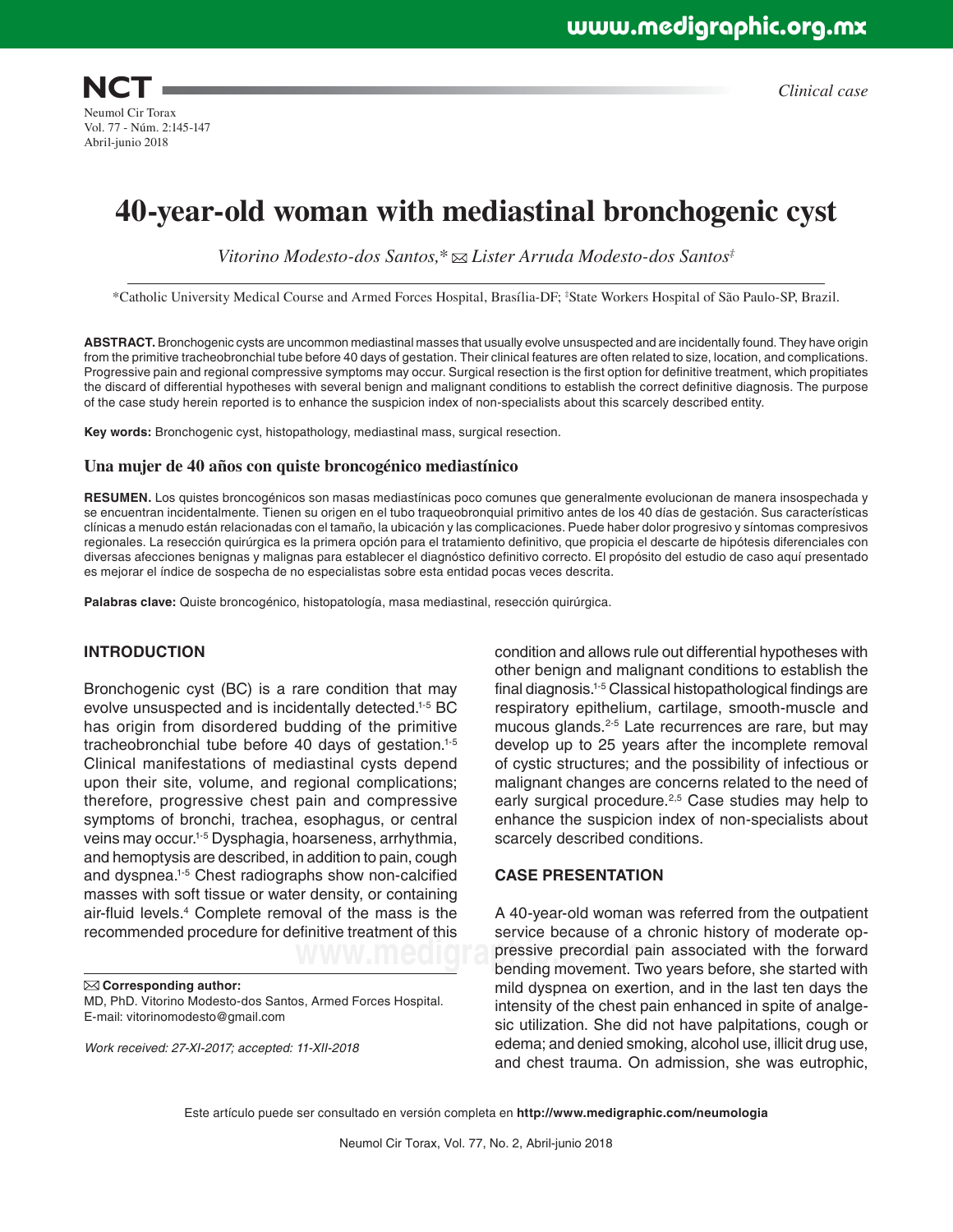Clinical case

# 40-year-old woman with mediastinal bronchogenic cyst

*Vitorino Modesto-dos Santos,\* ✉ Lister Arruda Modesto-dos Santos‡*

\*Catholic University Medical Course and Armed Forces Hospital, Brasília-DF; ‡State Workers Hospital of São Paulo-SP, Brazil.

**ABSTRACT.** Bronchogenic cysts are uncommon mediastinal masses that usually evolve unsuspected and are incidentally found. They have origin from the primitive tracheobronchial tube before 40 days of gestation. Their clinical features are often related to size, location, and complications. Progressive pain and regional compressive symptoms may occur. Surgical resection is the first option for definitive treatment, which propitiates the discard of differential hypotheses with several benign and malignant conditions to establish the correct definitive diagnosis. The purpose of the case study herein reported is to enhance the suspicion index of non-specialists about this scarcely described entity.

**Key words:** Bronchogenic cyst, histopathology, mediastinal mass, surgical resection.

### Una mujer de 40 años con quiste broncogénico mediastínico

**RESUMEN.** Los quistes broncogénicos son masas mediastínicas poco comunes que generalmente evolucionan de manera insospechada y se encuentran incidentalmente. Tienen su origen en el tubo traqueobronquial primitivo antes de los 40 días de gestación. Sus características clínicas a menudo están relacionadas con el tamaño, la ubicación y las complicaciones. Puede haber dolor progresivo y síntomas compresivos regionales. La resección quirúrgica es la primera opción para el tratamiento definitivo, que propicia el descarte de hipótesis diferenciales con diversas afecciones benignas y malignas para establecer el diagnóstico definitivo correcto. El propósito del estudio de caso aquí presentado es mejorar el índice de sospecha de no especialistas sobre esta entidad pocas veces descrita.

**Palabras clave:** Quiste broncogénico, histopatología, masa mediastinal, resección quirúrgica.

## INTRODUCTION

Bronchogenic cyst (BC) is a rare condition that may evolve unsuspected and is incidentally detected.[1-5] BC has origin from disordered budding of the primitive tracheobronchial tube before 40 days of gestation.[1-5] Clinical manifestations of mediastinal cysts depend upon their site, volume, and regional complications; therefore, progressive chest pain and compressive symptoms of bronchi, trachea, esophagus, or central veins may occur.[1-5] Dysphagia, hoarseness, arrhythmia, and hemoptysis are described, in addition to pain, cough and dyspnea.[1-5] Chest radiographs show non-calcified masses with soft tissue or water density, or containing air-fluid levels.[4] Complete removal of the mass is the recommended procedure for definitive treatment of this condition and allows rule out differential hypotheses with other benign and malignant conditions to establish the final diagnosis.[1-5] Classical histopathological findings are respiratory epithelium, cartilage, smooth-muscle and mucous glands.[2-5] Late recurrences are rare, but may develop up to 25 years after the incomplete removal of cystic structures; and the possibility of infectious or malignant changes are concerns related to the need of early surgical procedure.[2,5] Case studies may help to enhance the suspicion index of non-specialists about scarcely described conditions.

## CASE PRESENTATION

A 40-year-old woman was referred from the outpatient service because of a chronic history of moderate oppressive precordial pain associated with the forward bending movement. Two years before, she started with mild dyspnea on exertion, and in the last ten days the intensity of the chest pain enhanced in spite of analgesic utilization. She did not have palpitations, cough or edema; and denied smoking, alcohol use, illicit drug use, and chest trauma. On admission, she was eutrophic,

✉ **Corresponding author:**
MD, PhD. Vitorino Modesto-dos Santos, Armed Forces Hospital.
E-mail: vitorinomodesto@gmail.com

*Work received: 27-XI-2017; accepted: 11-XII-2018*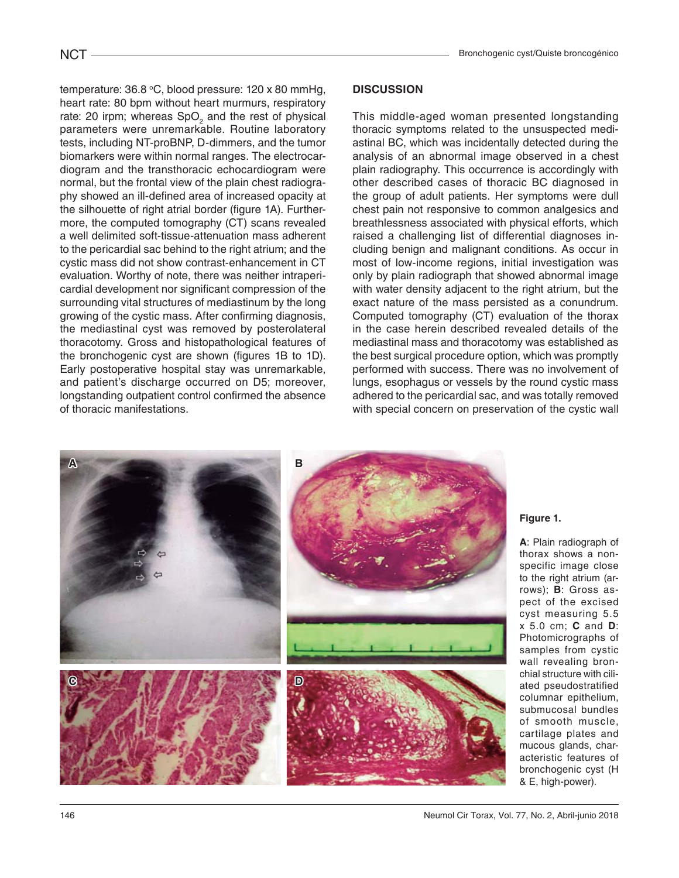temperature: 36.8 °C, blood pressure: 120 x 80 mmHg, heart rate: 80 bpm without heart murmurs, respiratory rate: 20 irpm; whereas $SpO_2$ and the rest of physical parameters were unremarkable. Routine laboratory tests, including NT-proBNP, D-dimmers, and the tumor biomarkers were within normal ranges. The electrocardiogram and the transthoracic echocardiogram were normal, but the frontal view of the plain chest radiography showed an ill-defined area of increased opacity at the silhouette of right atrial border (figure 1A). Furthermore, the computed tomography (CT) scans revealed a well delimited soft-tissue-attenuation mass adherent to the pericardial sac behind to the right atrium; and the cystic mass did not show contrast-enhancement in CT evaluation. Worthy of note, there was neither intrapericardial development nor significant compression of the surrounding vital structures of mediastinum by the long growing of the cystic mass. After confirming diagnosis, the mediastinal cyst was removed by posterolateral thoracotomy. Gross and histopathological features of the bronchogenic cyst are shown (figures 1B to 1D). Early postoperative hospital stay was unremarkable, and patient's discharge occurred on D5; moreover, longstanding outpatient control confirmed the absence of thoracic manifestations.

## DISCUSSION

This middle-aged woman presented longstanding thoracic symptoms related to the unsuspected mediastinal BC, which was incidentally detected during the analysis of an abnormal image observed in a chest plain radiography. This occurrence is accordingly with other described cases of thoracic BC diagnosed in the group of adult patients. Her symptoms were dull chest pain not responsive to common analgesics and breathlessness associated with physical efforts, which raised a challenging list of differential diagnoses including benign and malignant conditions. As occur in most of low-income regions, initial investigation was only by plain radiograph that showed abnormal image with water density adjacent to the right atrium, but the exact nature of the mass persisted as a conundrum. Computed tomography (CT) evaluation of the thorax in the case herein described revealed details of the mediastinal mass and thoracotomy was established as the best surgical procedure option, which was promptly performed with success. There was no involvement of lungs, esophagus or vessels by the round cystic mass adhered to the pericardial sac, and was totally removed with special concern on preservation of the cystic wall

**Figure 1.**

**A**: Plain radiograph of thorax shows a nonspecific image close to the right atrium (arrows); **B**: Gross aspect of the excised cyst measuring 5.5 x 5.0 cm; **C** and **D**: Photomicrographs of samples from cystic wall revealing bronchial structure with ciliated pseudostratified columnar epithelium, submucosal bundles of smooth muscle, cartilage plates and mucous glands, characteristic features of bronchogenic cyst (H & E, high-power).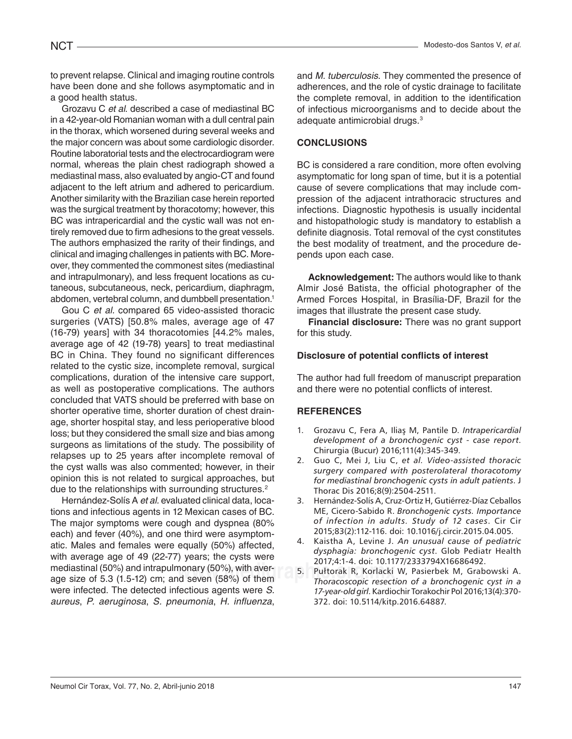to prevent relapse. Clinical and imaging routine controls have been done and she follows asymptomatic and in a good health status.

Grozavu C *et al.* described a case of mediastinal BC in a 42-year-old Romanian woman with a dull central pain in the thorax, which worsened during several weeks and the major concern was about some cardiologic disorder. Routine laboratorial tests and the electrocardiogram were normal, whereas the plain chest radiograph showed a mediastinal mass, also evaluated by angio-CT and found adjacent to the left atrium and adhered to pericardium. Another similarity with the Brazilian case herein reported was the surgical treatment by thoracotomy; however, this BC was intrapericardial and the cystic wall was not entirely removed due to firm adhesions to the great vessels. The authors emphasized the rarity of their findings, and clinical and imaging challenges in patients with BC. Moreover, they commented the commonest sites (mediastinal and intrapulmonary), and less frequent locations as cutaneous, subcutaneous, neck, pericardium, diaphragm, abdomen, vertebral column, and dumbbell presentation.[1]

Gou C *et al.* compared 65 video-assisted thoracic surgeries (VATS) [50.8% males, average age of 47 (16-79) years] with 34 thoracotomies [44.2% males, average age of 42 (19-78) years] to treat mediastinal BC in China. They found no significant differences related to the cystic size, incomplete removal, surgical complications, duration of the intensive care support, as well as postoperative complications. The authors concluded that VATS should be preferred with base on shorter operative time, shorter duration of chest drainage, shorter hospital stay, and less perioperative blood loss; but they considered the small size and bias among surgeons as limitations of the study. The possibility of relapses up to 25 years after incomplete removal of the cyst walls was also commented; however, in their opinion this is not related to surgical approaches, but due to the relationships with surrounding structures.[2]

Hernández-Solís A *et al.* evaluated clinical data, locations and infectious agents in 12 Mexican cases of BC. The major symptoms were cough and dyspnea (80% each) and fever (40%), and one third were asymptomatic. Males and females were equally (50%) affected, with average age of 49 (22-77) years; the cysts were mediastinal (50%) and intrapulmonary (50%), with average size of 5.3 (1.5-12) cm; and seven (58%) of them were infected. The detected infectious agents were *S. aureus*, *P. aeruginosa*, *S. pneumonia*, *H. influenza*, and *M. tuberculosis*. They commented the presence of adherences, and the role of cystic drainage to facilitate the complete removal, in addition to the identification of infectious microorganisms and to decide about the adequate antimicrobial drugs.[3]

## CONCLUSIONS

BC is considered a rare condition, more often evolving asymptomatic for long span of time, but it is a potential cause of severe complications that may include compression of the adjacent intrathoracic structures and infections. Diagnostic hypothesis is usually incidental and histopathologic study is mandatory to establish a definite diagnosis. Total removal of the cyst constitutes the best modality of treatment, and the procedure depends upon each case.

**Acknowledgement:** The authors would like to thank Almir José Batista, the official photographer of the Armed Forces Hospital, in Brasília-DF, Brazil for the images that illustrate the present case study.

**Financial disclosure:** There was no grant support for this study.

### Disclosure of potential conflicts of interest

The author had full freedom of manuscript preparation and there were no potential conflicts of interest.

## REFERENCES

1. Grozavu C, Fera A, Iliaş M, Pantile D. *Intrapericardial development of a bronchogenic cyst - case report*. Chirurgia (Bucur) 2016;111(4):345-349.
2. Guo C, Mei J, Liu C, *et al. Video-assisted thoracic surgery compared with posterolateral thoracotomy for mediastinal bronchogenic cysts in adult patients*. J Thorac Dis 2016;8(9):2504-2511.
3. Hernández-Solís A, Cruz-Ortiz H, Gutiérrez-Díaz Ceballos ME, Cicero-Sabido R. *Bronchogenic cysts. Importance of infection in adults. Study of 12 cases*. Cir Cir 2015;83(2):112-116. doi: 10.1016/j.circir.2015.04.005.
4. Kaistha A, Levine J. *An unusual cause of pediatric dysphagia: bronchogenic cyst*. Glob Pediatr Health 2017;4:1-4. doi: 10.1177/2333794X16686492.
5. Pułtorak R, Korlacki W, Pasierbek M, Grabowski A. *Thoracoscopic resection of a bronchogenic cyst in a 17-year-old girl*. Kardiochir Torakochir Pol 2016;13(4):370-372. doi: 10.5114/kitp.2016.64887.